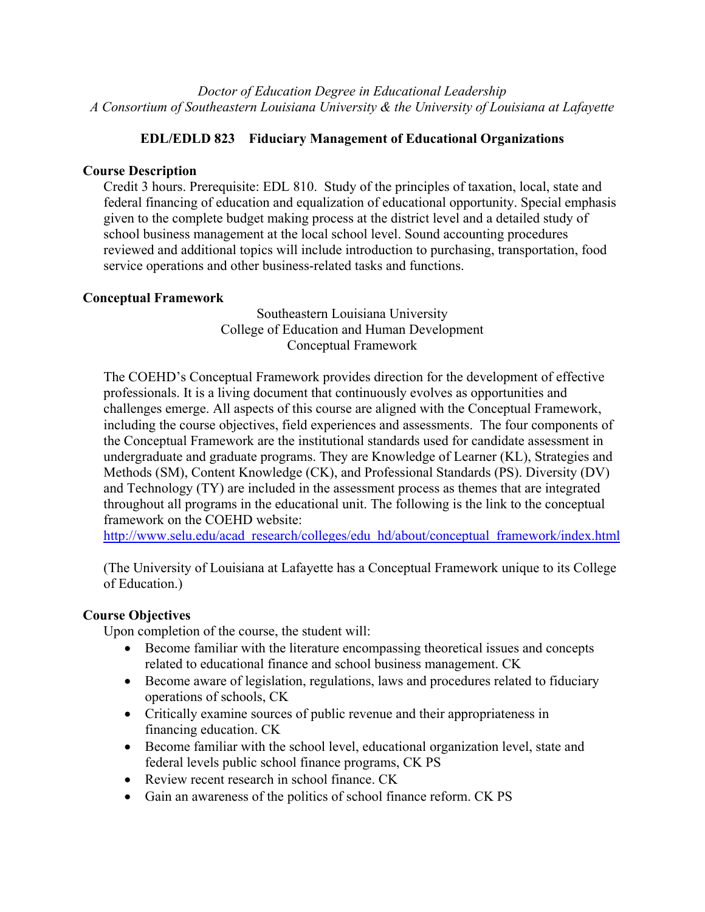*Doctor of Education Degree in Educational Leadership*
*A Consortium of Southeastern Louisiana University & the University of Louisiana at Lafayette*

## EDL/EDLD 823 Fiduciary Management of Educational Organizations

### Course Description

Credit 3 hours. Prerequisite: EDL 810. Study of the principles of taxation, local, state and federal financing of education and equalization of educational opportunity. Special emphasis given to the complete budget making process at the district level and a detailed study of school business management at the local school level. Sound accounting procedures reviewed and additional topics will include introduction to purchasing, transportation, food service operations and other business-related tasks and functions.

### Conceptual Framework

Southeastern Louisiana University
College of Education and Human Development
Conceptual Framework

The COEHD's Conceptual Framework provides direction for the development of effective professionals. It is a living document that continuously evolves as opportunities and challenges emerge. All aspects of this course are aligned with the Conceptual Framework, including the course objectives, field experiences and assessments. The four components of the Conceptual Framework are the institutional standards used for candidate assessment in undergraduate and graduate programs. They are Knowledge of Learner (KL), Strategies and Methods (SM), Content Knowledge (CK), and Professional Standards (PS). Diversity (DV) and Technology (TY) are included in the assessment process as themes that are integrated throughout all programs in the educational unit. The following is the link to the conceptual framework on the COEHD website:
http://www.selu.edu/acad_research/colleges/edu_hd/about/conceptual_framework/index.html

(The University of Louisiana at Lafayette has a Conceptual Framework unique to its College of Education.)

### Course Objectives

Upon completion of the course, the student will:

- Become familiar with the literature encompassing theoretical issues and concepts related to educational finance and school business management. CK
- Become aware of legislation, regulations, laws and procedures related to fiduciary operations of schools, CK
- Critically examine sources of public revenue and their appropriateness in financing education. CK
- Become familiar with the school level, educational organization level, state and federal levels public school finance programs, CK PS
- Review recent research in school finance. CK
- Gain an awareness of the politics of school finance reform. CK PS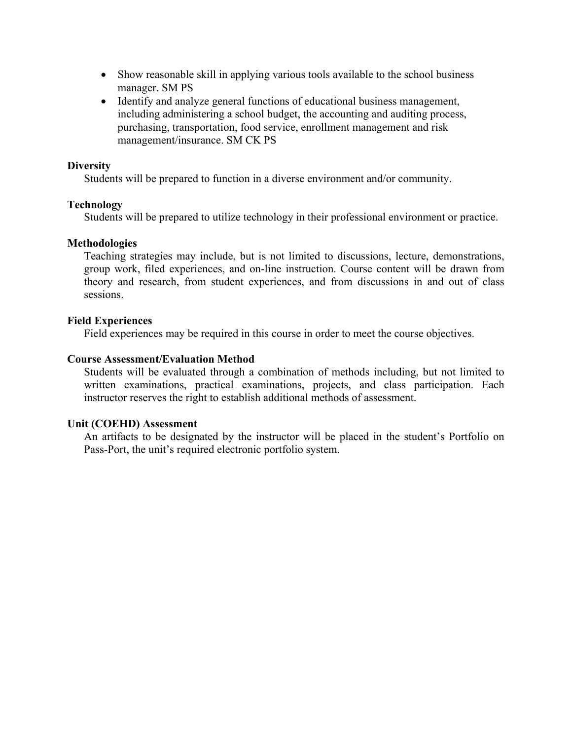- Show reasonable skill in applying various tools available to the school business manager. SM PS
- Identify and analyze general functions of educational business management, including administering a school budget, the accounting and auditing process, purchasing, transportation, food service, enrollment management and risk management/insurance. SM CK PS

**Diversity**

Students will be prepared to function in a diverse environment and/or community.

**Technology**

Students will be prepared to utilize technology in their professional environment or practice.

**Methodologies**

Teaching strategies may include, but is not limited to discussions, lecture, demonstrations, group work, filed experiences, and on-line instruction. Course content will be drawn from theory and research, from student experiences, and from discussions in and out of class sessions.

**Field Experiences**

Field experiences may be required in this course in order to meet the course objectives.

**Course Assessment/Evaluation Method**

Students will be evaluated through a combination of methods including, but not limited to written examinations, practical examinations, projects, and class participation. Each instructor reserves the right to establish additional methods of assessment.

**Unit (COEHD) Assessment**

An artifacts to be designated by the instructor will be placed in the student's Portfolio on Pass-Port, the unit's required electronic portfolio system.